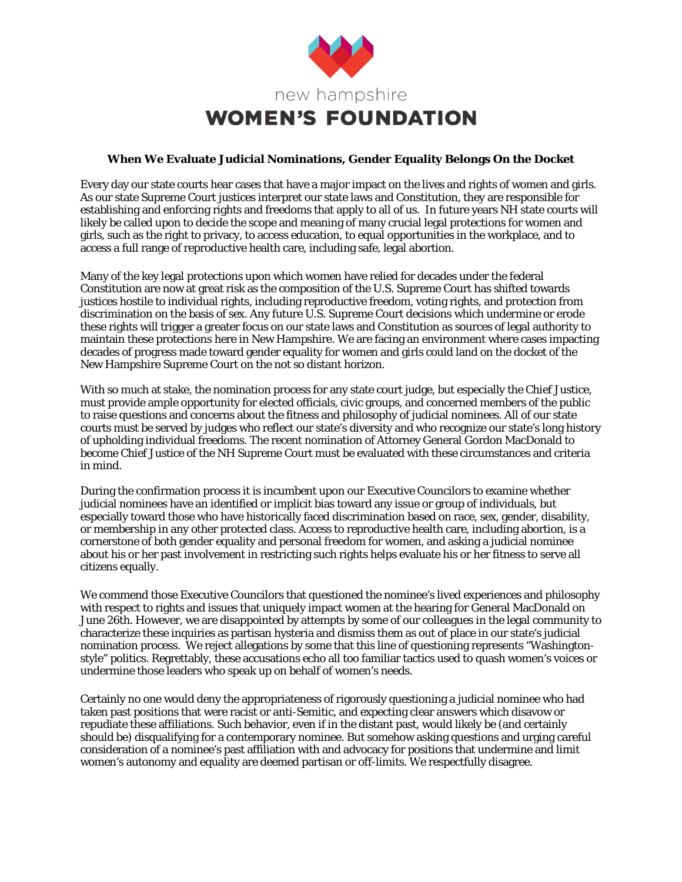new hampshire

**WOMEN'S FOUNDATION**

## When We Evaluate Judicial Nominations, Gender Equality Belongs On the Docket

Every day our state courts hear cases that have a major impact on the lives and rights of women and girls. As our state Supreme Court justices interpret our state laws and Constitution, they are responsible for establishing and enforcing rights and freedoms that apply to all of us. In future years NH state courts will likely be called upon to decide the scope and meaning of many crucial legal protections for women and girls, such as the right to privacy, to access education, to equal opportunities in the workplace, and to access a full range of reproductive health care, including safe, legal abortion.

Many of the key legal protections upon which women have relied for decades under the federal Constitution are now at great risk as the composition of the U.S. Supreme Court has shifted towards justices hostile to individual rights, including reproductive freedom, voting rights, and protection from discrimination on the basis of sex. Any future U.S. Supreme Court decisions which undermine or erode these rights will trigger a greater focus on our state laws and Constitution as sources of legal authority to maintain these protections here in New Hampshire. We are facing an environment where cases impacting decades of progress made toward gender equality for women and girls could land on the docket of the New Hampshire Supreme Court on the not so distant horizon.

With so much at stake, the nomination process for any state court judge, but especially the Chief Justice, must provide ample opportunity for elected officials, civic groups, and concerned members of the public to raise questions and concerns about the fitness and philosophy of judicial nominees. All of our state courts must be served by judges who reflect our state's diversity and who recognize our state's long history of upholding individual freedoms. The recent nomination of Attorney General Gordon MacDonald to become Chief Justice of the NH Supreme Court must be evaluated with these circumstances and criteria in mind.

During the confirmation process it is incumbent upon our Executive Councilors to examine whether judicial nominees have an identified or implicit bias toward any issue or group of individuals, but especially toward those who have historically faced discrimination based on race, sex, gender, disability, or membership in any other protected class. Access to reproductive health care, including abortion, is a cornerstone of both gender equality and personal freedom for women, and asking a judicial nominee about his or her past involvement in restricting such rights helps evaluate his or her fitness to serve all citizens equally.

We commend those Executive Councilors that questioned the nominee's lived experiences and philosophy with respect to rights and issues that uniquely impact women at the hearing for General MacDonald on June 26th. However, we are disappointed by attempts by some of our colleagues in the legal community to characterize these inquiries as partisan hysteria and dismiss them as out of place in our state's judicial nomination process. We reject allegations by some that this line of questioning represents "Washington-style" politics. Regrettably, these accusations echo all too familiar tactics used to quash women's voices or undermine those leaders who speak up on behalf of women's needs.

Certainly no one would deny the appropriateness of rigorously questioning a judicial nominee who had taken past positions that were racist or anti-Semitic, and expecting clear answers which disavow or repudiate these affiliations. Such behavior, even if in the distant past, would likely be (and certainly should be) disqualifying for a contemporary nominee. But somehow asking questions and urging careful consideration of a nominee's past affiliation with and advocacy for positions that undermine and limit women's autonomy and equality are deemed partisan or off-limits. We respectfully disagree.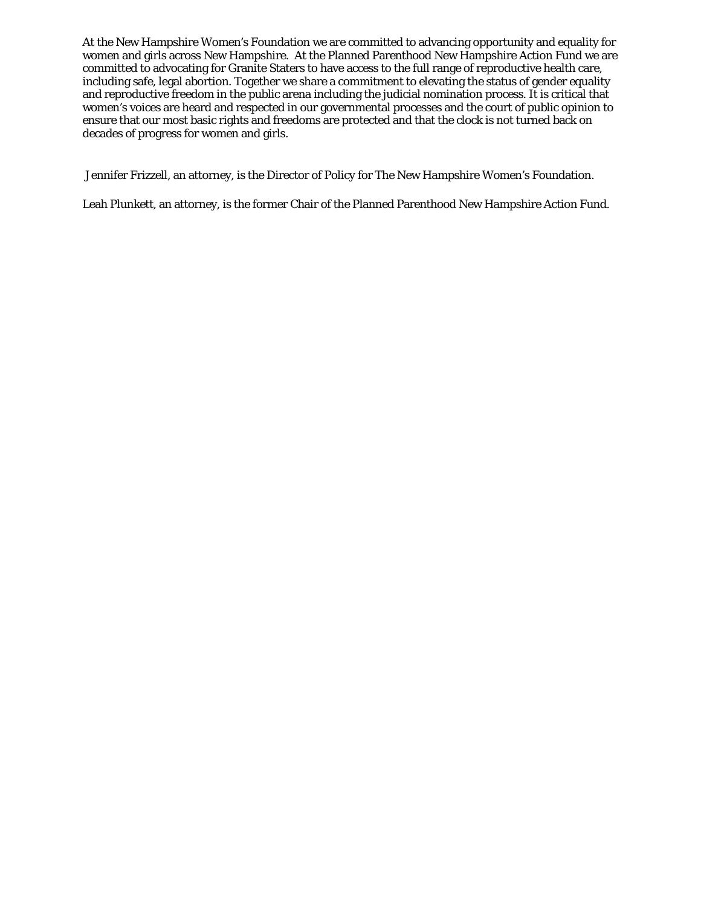At the New Hampshire Women's Foundation we are committed to advancing opportunity and equality for women and girls across New Hampshire. At the Planned Parenthood New Hampshire Action Fund we are committed to advocating for Granite Staters to have access to the full range of reproductive health care, including safe, legal abortion. Together we share a commitment to elevating the status of gender equality and reproductive freedom in the public arena including the judicial nomination process. It is critical that women's voices are heard and respected in our governmental processes and the court of public opinion to ensure that our most basic rights and freedoms are protected and that the clock is not turned back on decades of progress for women and girls.

Jennifer Frizzell, an attorney, is the Director of Policy for The New Hampshire Women's Foundation.

Leah Plunkett, an attorney, is the former Chair of the Planned Parenthood New Hampshire Action Fund.